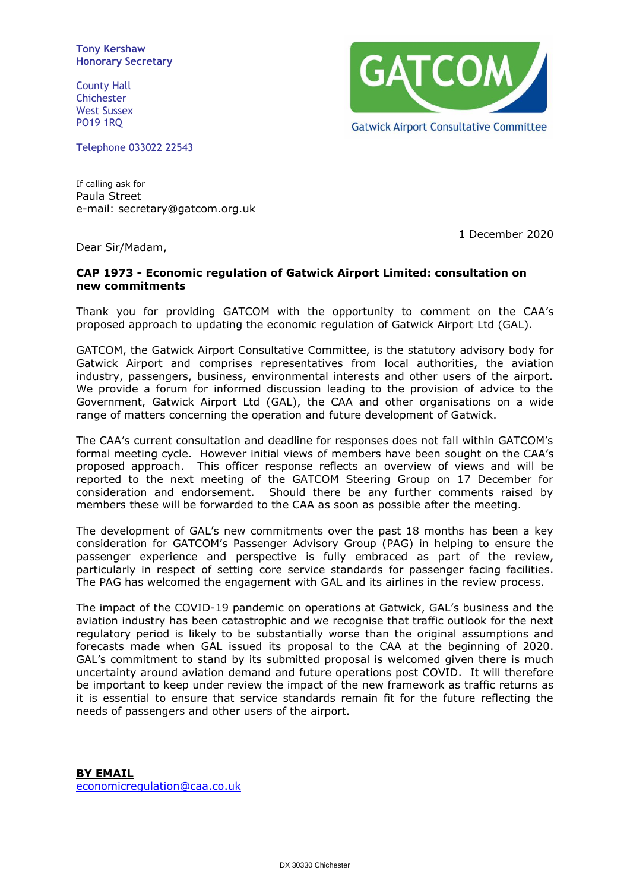Tony Kershaw
Honorary Secretary

County Hall
Chichester
West Sussex
PO19 1RQ

Telephone 033022 22543

GATCOM
Gatwick Airport Consultative Committee

If calling ask for
Paula Street
e-mail: secretary@gatcom.org.uk

1 December 2020

Dear Sir/Madam,

**CAP 1973 - Economic regulation of Gatwick Airport Limited: consultation on new commitments**

Thank you for providing GATCOM with the opportunity to comment on the CAA's proposed approach to updating the economic regulation of Gatwick Airport Ltd (GAL).

GATCOM, the Gatwick Airport Consultative Committee, is the statutory advisory body for Gatwick Airport and comprises representatives from local authorities, the aviation industry, passengers, business, environmental interests and other users of the airport. We provide a forum for informed discussion leading to the provision of advice to the Government, Gatwick Airport Ltd (GAL), the CAA and other organisations on a wide range of matters concerning the operation and future development of Gatwick.

The CAA's current consultation and deadline for responses does not fall within GATCOM's formal meeting cycle. However initial views of members have been sought on the CAA's proposed approach. This officer response reflects an overview of views and will be reported to the next meeting of the GATCOM Steering Group on 17 December for consideration and endorsement. Should there be any further comments raised by members these will be forwarded to the CAA as soon as possible after the meeting.

The development of GAL's new commitments over the past 18 months has been a key consideration for GATCOM's Passenger Advisory Group (PAG) in helping to ensure the passenger experience and perspective is fully embraced as part of the review, particularly in respect of setting core service standards for passenger facing facilities. The PAG has welcomed the engagement with GAL and its airlines in the review process.

The impact of the COVID-19 pandemic on operations at Gatwick, GAL's business and the aviation industry has been catastrophic and we recognise that traffic outlook for the next regulatory period is likely to be substantially worse than the original assumptions and forecasts made when GAL issued its proposal to the CAA at the beginning of 2020. GAL's commitment to stand by its submitted proposal is welcomed given there is much uncertainty around aviation demand and future operations post COVID. It will therefore be important to keep under review the impact of the new framework as traffic returns as it is essential to ensure that service standards remain fit for the future reflecting the needs of passengers and other users of the airport.

**BY EMAIL**
economicregulation@caa.co.uk

DX 30330 Chichester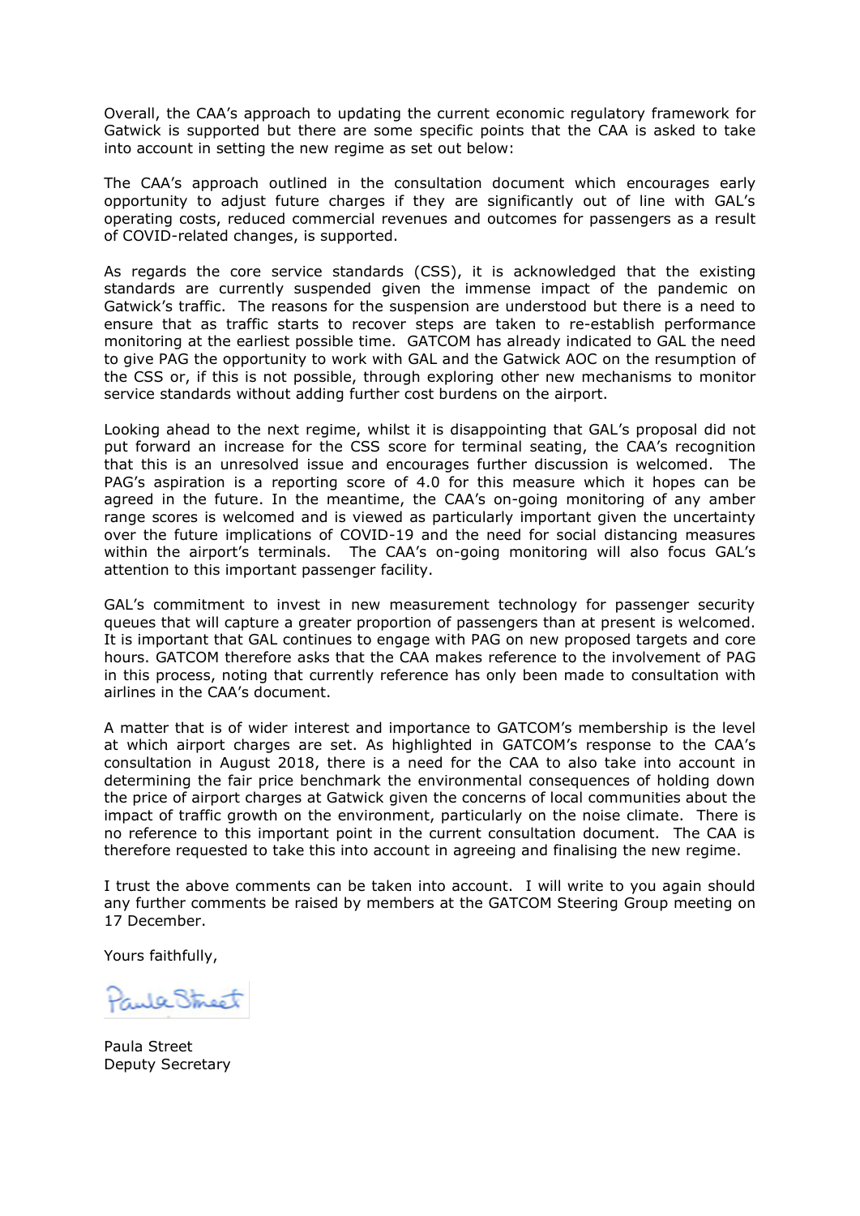Overall, the CAA's approach to updating the current economic regulatory framework for Gatwick is supported but there are some specific points that the CAA is asked to take into account in setting the new regime as set out below:

The CAA's approach outlined in the consultation document which encourages early opportunity to adjust future charges if they are significantly out of line with GAL's operating costs, reduced commercial revenues and outcomes for passengers as a result of COVID-related changes, is supported.

As regards the core service standards (CSS), it is acknowledged that the existing standards are currently suspended given the immense impact of the pandemic on Gatwick's traffic. The reasons for the suspension are understood but there is a need to ensure that as traffic starts to recover steps are taken to re-establish performance monitoring at the earliest possible time. GATCOM has already indicated to GAL the need to give PAG the opportunity to work with GAL and the Gatwick AOC on the resumption of the CSS or, if this is not possible, through exploring other new mechanisms to monitor service standards without adding further cost burdens on the airport.

Looking ahead to the next regime, whilst it is disappointing that GAL's proposal did not put forward an increase for the CSS score for terminal seating, the CAA's recognition that this is an unresolved issue and encourages further discussion is welcomed. The PAG's aspiration is a reporting score of 4.0 for this measure which it hopes can be agreed in the future. In the meantime, the CAA's on-going monitoring of any amber range scores is welcomed and is viewed as particularly important given the uncertainty over the future implications of COVID-19 and the need for social distancing measures within the airport's terminals. The CAA's on-going monitoring will also focus GAL's attention to this important passenger facility.

GAL's commitment to invest in new measurement technology for passenger security queues that will capture a greater proportion of passengers than at present is welcomed. It is important that GAL continues to engage with PAG on new proposed targets and core hours. GATCOM therefore asks that the CAA makes reference to the involvement of PAG in this process, noting that currently reference has only been made to consultation with airlines in the CAA's document.

A matter that is of wider interest and importance to GATCOM's membership is the level at which airport charges are set. As highlighted in GATCOM's response to the CAA's consultation in August 2018, there is a need for the CAA to also take into account in determining the fair price benchmark the environmental consequences of holding down the price of airport charges at Gatwick given the concerns of local communities about the impact of traffic growth on the environment, particularly on the noise climate. There is no reference to this important point in the current consultation document. The CAA is therefore requested to take this into account in agreeing and finalising the new regime.

I trust the above comments can be taken into account. I will write to you again should any further comments be raised by members at the GATCOM Steering Group meeting on 17 December.

Yours faithfully,

Paula Street

Paula Street
Deputy Secretary